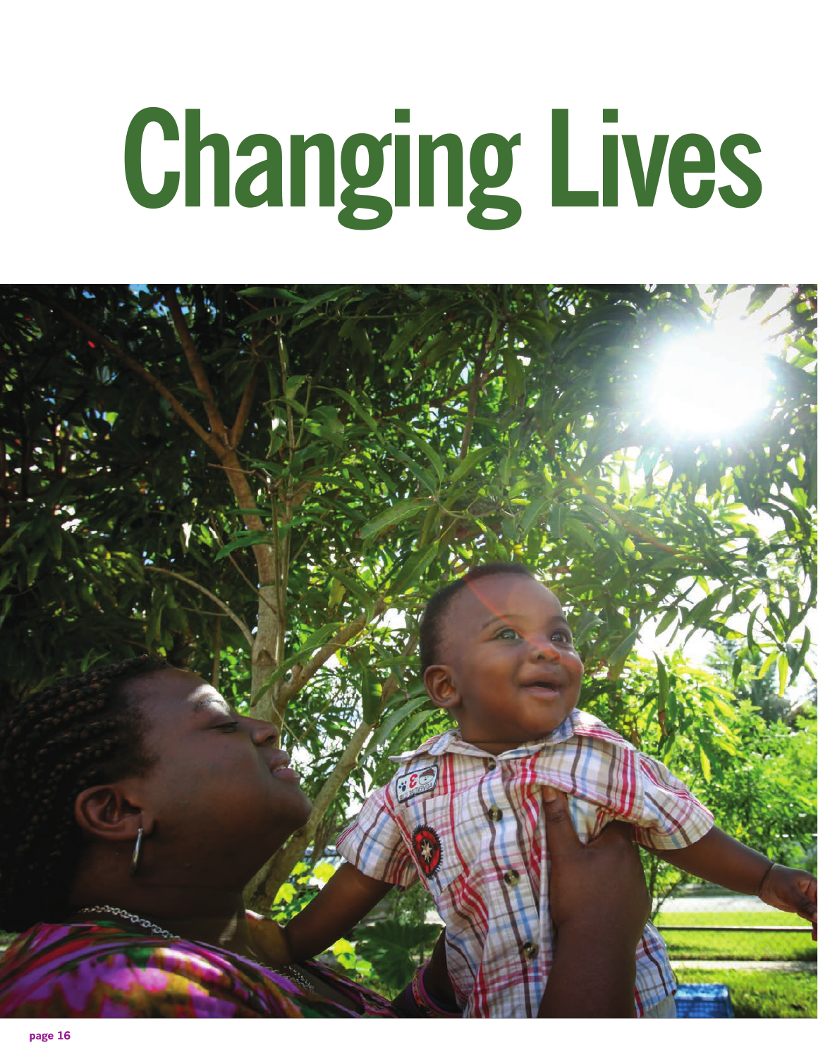# Changing Lives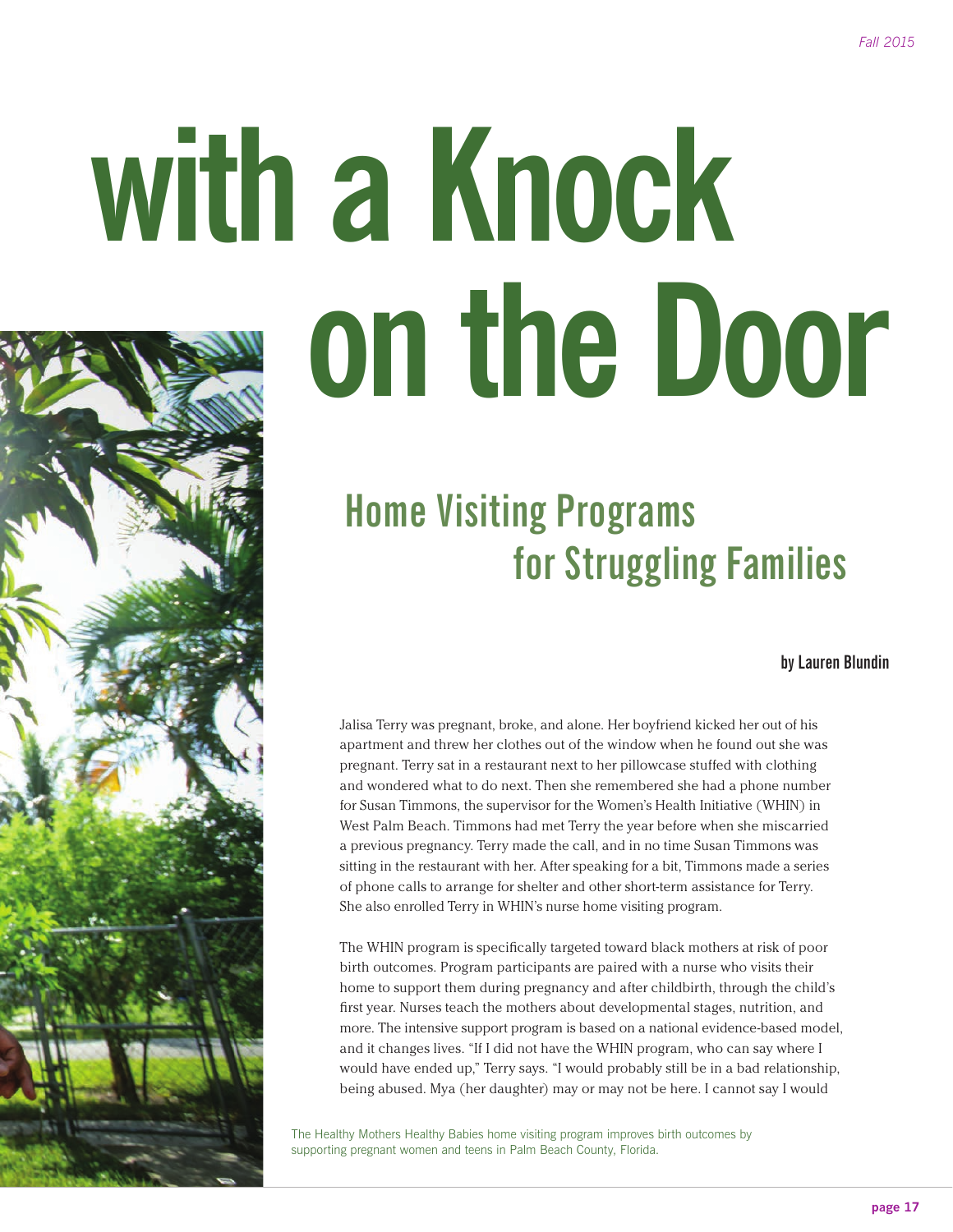# with a Knock on the Door

## Home Visiting Programs for Struggling Families

**by Lauren Blundin**

Jalisa Terry was pregnant, broke, and alone. Her boyfriend kicked her out of his apartment and threw her clothes out of the window when he found out she was pregnant. Terry sat in a restaurant next to her pillowcase stuffed with clothing and wondered what to do next. Then she remembered she had a phone number for Susan Timmons, the supervisor for the Women's Health Initiative (WHIN) in West Palm Beach. Timmons had met Terry the year before when she miscarried a previous pregnancy. Terry made the call, and in no time Susan Timmons was sitting in the restaurant with her. After speaking for a bit, Timmons made a series of phone calls to arrange for shelter and other short-term assistance for Terry. She also enrolled Terry in WHIN's nurse home visiting program.

The WHIN program is specifically targeted toward black mothers at risk of poor birth outcomes. Program participants are paired with a nurse who visits their home to support them during pregnancy and after childbirth, through the child's first year. Nurses teach the mothers about developmental stages, nutrition, and more. The intensive support program is based on a national evidence-based model, and it changes lives. "If I did not have the WHIN program, who can say where I would have ended up," Terry says. "I would probably still be in a bad relationship, being abused. Mya (her daughter) may or may not be here. I cannot say I would

The Healthy Mothers Healthy Babies home visiting program improves birth outcomes by supporting pregnant women and teens in Palm Beach County, Florida.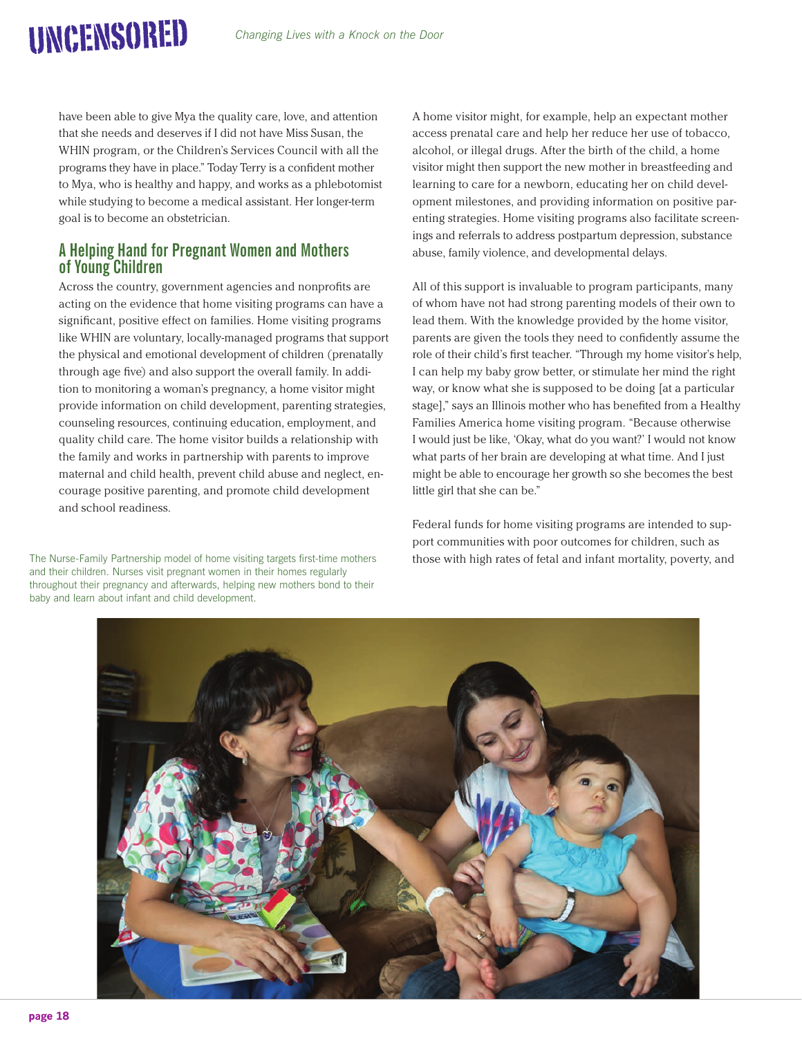have been able to give Mya the quality care, love, and attention that she needs and deserves if I did not have Miss Susan, the WHIN program, or the Children's Services Council with all the programs they have in place." Today Terry is a confident mother to Mya, who is healthy and happy, and works as a phlebotomist while studying to become a medical assistant. Her longer-term goal is to become an obstetrician.

## A Helping Hand for Pregnant Women and Mothers of Young Children

Across the country, government agencies and nonprofits are acting on the evidence that home visiting programs can have a significant, positive effect on families. Home visiting programs like WHIN are voluntary, locally-managed programs that support the physical and emotional development of children (prenatally through age five) and also support the overall family. In addition to monitoring a woman's pregnancy, a home visitor might provide information on child development, parenting strategies, counseling resources, continuing education, employment, and quality child care. The home visitor builds a relationship with the family and works in partnership with parents to improve maternal and child health, prevent child abuse and neglect, encourage positive parenting, and promote child development and school readiness.

The Nurse-Family Partnership model of home visiting targets first-time mothers and their children. Nurses visit pregnant women in their homes regularly throughout their pregnancy and afterwards, helping new mothers bond to their baby and learn about infant and child development.

A home visitor might, for example, help an expectant mother access prenatal care and help her reduce her use of tobacco, alcohol, or illegal drugs. After the birth of the child, a home visitor might then support the new mother in breastfeeding and learning to care for a newborn, educating her on child development milestones, and providing information on positive parenting strategies. Home visiting programs also facilitate screenings and referrals to address postpartum depression, substance abuse, family violence, and developmental delays.

All of this support is invaluable to program participants, many of whom have not had strong parenting models of their own to lead them. With the knowledge provided by the home visitor, parents are given the tools they need to confidently assume the role of their child's first teacher. "Through my home visitor's help, I can help my baby grow better, or stimulate her mind the right way, or know what she is supposed to be doing [at a particular stage]," says an Illinois mother who has benefited from a Healthy Families America home visiting program. "Because otherwise I would just be like, 'Okay, what do you want?' I would not know what parts of her brain are developing at what time. And I just might be able to encourage her growth so she becomes the best little girl that she can be."

Federal funds for home visiting programs are intended to support communities with poor outcomes for children, such as those with high rates of fetal and infant mortality, poverty, and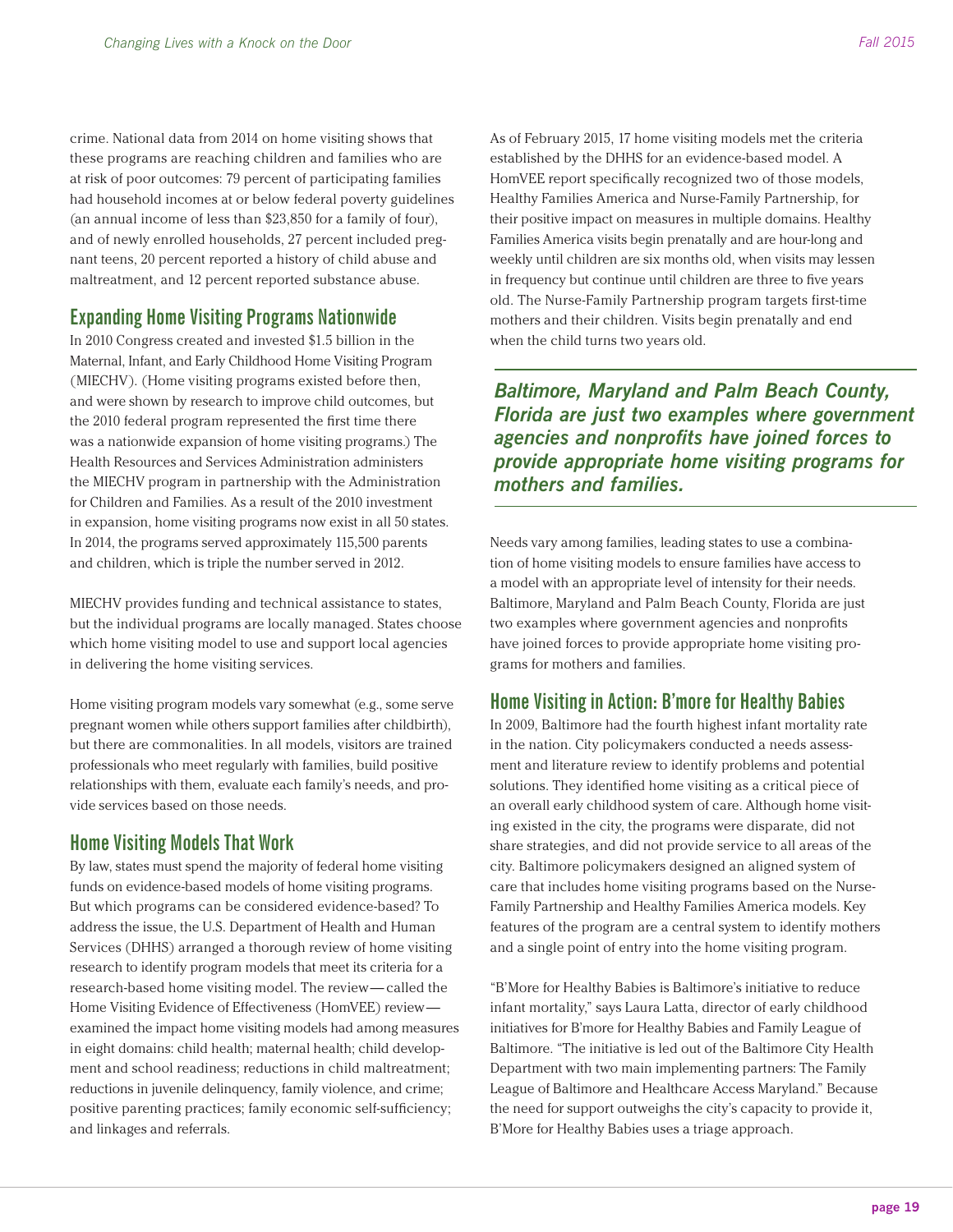crime. National data from 2014 on home visiting shows that these programs are reaching children and families who are at risk of poor outcomes: 79 percent of participating families had household incomes at or below federal poverty guidelines (an annual income of less than $23,850 for a family of four), and of newly enrolled households, 27 percent included pregnant teens, 20 percent reported a history of child abuse and maltreatment, and 12 percent reported substance abuse.

## Expanding Home Visiting Programs Nationwide

In 2010 Congress created and invested $1.5 billion in the Maternal, Infant, and Early Childhood Home Visiting Program (MIECHV). (Home visiting programs existed before then, and were shown by research to improve child outcomes, but the 2010 federal program represented the first time there was a nationwide expansion of home visiting programs.) The Health Resources and Services Administration administers the MIECHV program in partnership with the Administration for Children and Families. As a result of the 2010 investment in expansion, home visiting programs now exist in all 50 states. In 2014, the programs served approximately 115,500 parents and children, which is triple the number served in 2012.

MIECHV provides funding and technical assistance to states, but the individual programs are locally managed. States choose which home visiting model to use and support local agencies in delivering the home visiting services.

Home visiting program models vary somewhat (e.g., some serve pregnant women while others support families after childbirth), but there are commonalities. In all models, visitors are trained professionals who meet regularly with families, build positive relationships with them, evaluate each family's needs, and provide services based on those needs.

## Home Visiting Models That Work

By law, states must spend the majority of federal home visiting funds on evidence-based models of home visiting programs. But which programs can be considered evidence-based? To address the issue, the U.S. Department of Health and Human Services (DHHS) arranged a thorough review of home visiting research to identify program models that meet its criteria for a research-based home visiting model. The review—called the Home Visiting Evidence of Effectiveness (HomVEE) review—examined the impact home visiting models had among measures in eight domains: child health; maternal health; child development and school readiness; reductions in child maltreatment; reductions in juvenile delinquency, family violence, and crime; positive parenting practices; family economic self-sufficiency; and linkages and referrals.

As of February 2015, 17 home visiting models met the criteria established by the DHHS for an evidence-based model. A HomVEE report specifically recognized two of those models, Healthy Families America and Nurse-Family Partnership, for their positive impact on measures in multiple domains. Healthy Families America visits begin prenatally and are hour-long and weekly until children are six months old, when visits may lessen in frequency but continue until children are three to five years old. The Nurse-Family Partnership program targets first-time mothers and their children. Visits begin prenatally and end when the child turns two years old.

***Baltimore, Maryland and Palm Beach County, Florida are just two examples where government agencies and nonprofits have joined forces to provide appropriate home visiting programs for mothers and families.***

Needs vary among families, leading states to use a combination of home visiting models to ensure families have access to a model with an appropriate level of intensity for their needs. Baltimore, Maryland and Palm Beach County, Florida are just two examples where government agencies and nonprofits have joined forces to provide appropriate home visiting programs for mothers and families.

## Home Visiting in Action: B'more for Healthy Babies

In 2009, Baltimore had the fourth highest infant mortality rate in the nation. City policymakers conducted a needs assessment and literature review to identify problems and potential solutions. They identified home visiting as a critical piece of an overall early childhood system of care. Although home visiting existed in the city, the programs were disparate, did not share strategies, and did not provide service to all areas of the city. Baltimore policymakers designed an aligned system of care that includes home visiting programs based on the Nurse-Family Partnership and Healthy Families America models. Key features of the program are a central system to identify mothers and a single point of entry into the home visiting program.

"B'More for Healthy Babies is Baltimore's initiative to reduce infant mortality," says Laura Latta, director of early childhood initiatives for B'more for Healthy Babies and Family League of Baltimore. "The initiative is led out of the Baltimore City Health Department with two main implementing partners: The Family League of Baltimore and Healthcare Access Maryland." Because the need for support outweighs the city's capacity to provide it, B'More for Healthy Babies uses a triage approach.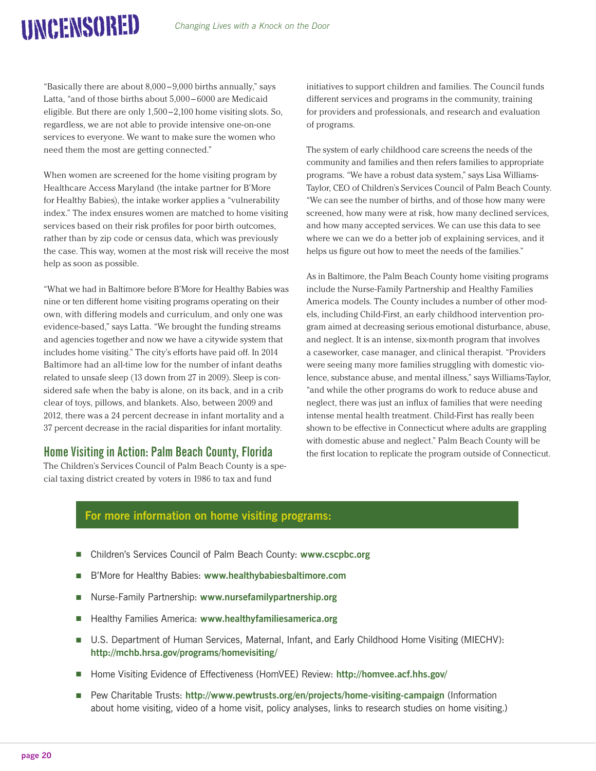"Basically there are about 8,000–9,000 births annually," says Latta, "and of those births about 5,000–6000 are Medicaid eligible. But there are only 1,500–2,100 home visiting slots. So, regardless, we are not able to provide intensive one-on-one services to everyone. We want to make sure the women who need them the most are getting connected."

When women are screened for the home visiting program by Healthcare Access Maryland (the intake partner for B'More for Healthy Babies), the intake worker applies a "vulnerability index." The index ensures women are matched to home visiting services based on their risk profiles for poor birth outcomes, rather than by zip code or census data, which was previously the case. This way, women at the most risk will receive the most help as soon as possible.

"What we had in Baltimore before B'More for Healthy Babies was nine or ten different home visiting programs operating on their own, with differing models and curriculum, and only one was evidence-based," says Latta. "We brought the funding streams and agencies together and now we have a citywide system that includes home visiting." The city's efforts have paid off. In 2014 Baltimore had an all-time low for the number of infant deaths related to unsafe sleep (13 down from 27 in 2009). Sleep is considered safe when the baby is alone, on its back, and in a crib clear of toys, pillows, and blankets. Also, between 2009 and 2012, there was a 24 percent decrease in infant mortality and a 37 percent decrease in the racial disparities for infant mortality.

## Home Visiting in Action: Palm Beach County, Florida

The Children's Services Council of Palm Beach County is a special taxing district created by voters in 1986 to tax and fund initiatives to support children and families. The Council funds different services and programs in the community, training for providers and professionals, and research and evaluation of programs.

The system of early childhood care screens the needs of the community and families and then refers families to appropriate programs. "We have a robust data system," says Lisa Williams-Taylor, CEO of Children's Services Council of Palm Beach County. "We can see the number of births, and of those how many were screened, how many were at risk, how many declined services, and how many accepted services. We can use this data to see where we can we do a better job of explaining services, and it helps us figure out how to meet the needs of the families."

As in Baltimore, the Palm Beach County home visiting programs include the Nurse-Family Partnership and Healthy Families America models. The County includes a number of other models, including Child-First, an early childhood intervention program aimed at decreasing serious emotional disturbance, abuse, and neglect. It is an intense, six-month program that involves a caseworker, case manager, and clinical therapist. "Providers were seeing many more families struggling with domestic violence, substance abuse, and mental illness," says Williams-Taylor, "and while the other programs do work to reduce abuse and neglect, there was just an influx of families that were needing intense mental health treatment. Child-First has really been shown to be effective in Connecticut where adults are grappling with domestic abuse and neglect." Palm Beach County will be the first location to replicate the program outside of Connecticut.

### For more information on home visiting programs:

- Children's Services Council of Palm Beach County: **www.cscpbc.org**
- B'More for Healthy Babies: **www.healthybabiesbaltimore.com**
- Nurse-Family Partnership: **www.nursefamilypartnership.org**
- Healthy Families America: **www.healthyfamiliesamerica.org**
- U.S. Department of Human Services, Maternal, Infant, and Early Childhood Home Visiting (MIECHV): **http://mchb.hrsa.gov/programs/homevisiting/**
- Home Visiting Evidence of Effectiveness (HomVEE) Review: **http://homvee.acf.hhs.gov/**
- Pew Charitable Trusts: **http://www.pewtrusts.org/en/projects/home-visiting-campaign** (Information about home visiting, video of a home visit, policy analyses, links to research studies on home visiting.)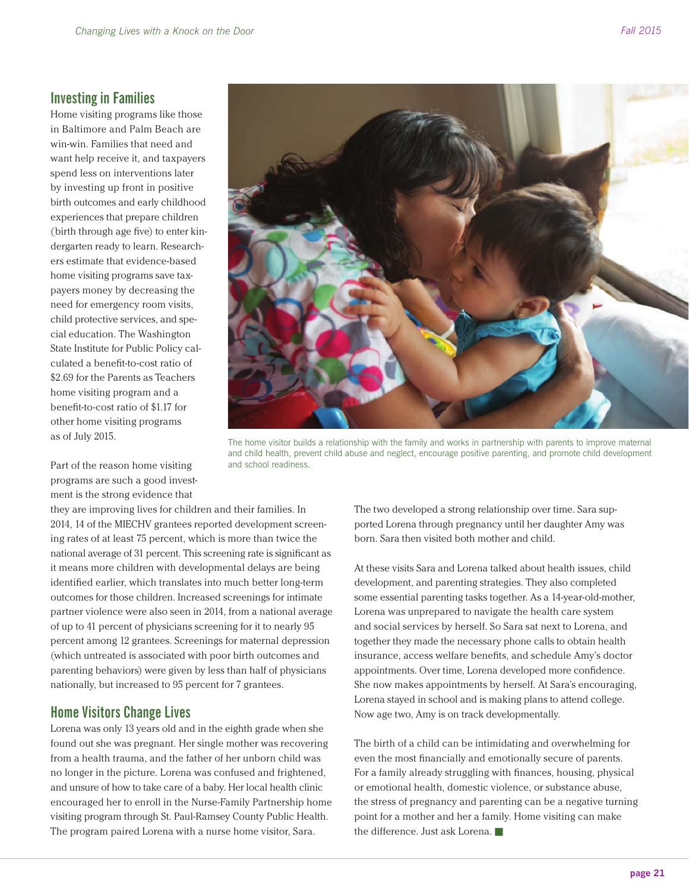## Investing in Families

Home visiting programs like those in Baltimore and Palm Beach are win-win. Families that need and want help receive it, and taxpayers spend less on interventions later by investing up front in positive birth outcomes and early childhood experiences that prepare children (birth through age five) to enter kindergarten ready to learn. Researchers estimate that evidence-based home visiting programs save taxpayers money by decreasing the need for emergency room visits, child protective services, and special education. The Washington State Institute for Public Policy calculated a benefit-to-cost ratio of $2.69 for the Parents as Teachers home visiting program and a benefit-to-cost ratio of $1.17 for other home visiting programs as of July 2015.

The home visitor builds a relationship with the family and works in partnership with parents to improve maternal and child health, prevent child abuse and neglect, encourage positive parenting, and promote child development and school readiness.

Part of the reason home visiting programs are such a good investment is the strong evidence that they are improving lives for children and their families. In 2014, 14 of the MIECHV grantees reported development screening rates of at least 75 percent, which is more than twice the national average of 31 percent. This screening rate is significant as it means more children with developmental delays are being identified earlier, which translates into much better long-term outcomes for those children. Increased screenings for intimate partner violence were also seen in 2014, from a national average of up to 41 percent of physicians screening for it to nearly 95 percent among 12 grantees. Screenings for maternal depression (which untreated is associated with poor birth outcomes and parenting behaviors) were given by less than half of physicians nationally, but increased to 95 percent for 7 grantees.

## Home Visitors Change Lives

Lorena was only 13 years old and in the eighth grade when she found out she was pregnant. Her single mother was recovering from a health trauma, and the father of her unborn child was no longer in the picture. Lorena was confused and frightened, and unsure of how to take care of a baby. Her local health clinic encouraged her to enroll in the Nurse-Family Partnership home visiting program through St. Paul-Ramsey County Public Health. The program paired Lorena with a nurse home visitor, Sara.

The two developed a strong relationship over time. Sara supported Lorena through pregnancy until her daughter Amy was born. Sara then visited both mother and child.

At these visits Sara and Lorena talked about health issues, child development, and parenting strategies. They also completed some essential parenting tasks together. As a 14-year-old-mother, Lorena was unprepared to navigate the health care system and social services by herself. So Sara sat next to Lorena, and together they made the necessary phone calls to obtain health insurance, access welfare benefits, and schedule Amy's doctor appointments. Over time, Lorena developed more confidence. She now makes appointments by herself. At Sara's encouraging, Lorena stayed in school and is making plans to attend college. Now age two, Amy is on track developmentally.

The birth of a child can be intimidating and overwhelming for even the most financially and emotionally secure of parents. For a family already struggling with finances, housing, physical or emotional health, domestic violence, or substance abuse, the stress of pregnancy and parenting can be a negative turning point for a mother and her a family. Home visiting can make the difference. Just ask Lorena. ■